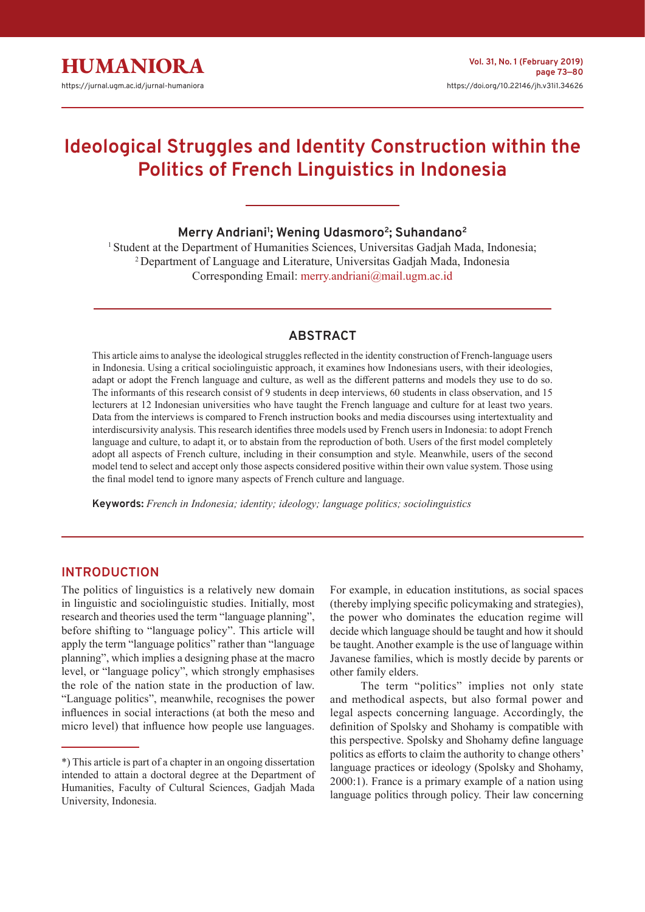# Ideological Struggles and Identity Construction within the Politics of French Linguistics in Indonesia

**Merry Andriani[1]; Wening Udasmoro[2]; Suhandano[2]**

[1] Student at the Department of Humanities Sciences, Universitas Gadjah Mada, Indonesia;
[2] Department of Language and Literature, Universitas Gadjah Mada, Indonesia
Corresponding Email: merry.andriani@mail.ugm.ac.id

## ABSTRACT

This article aims to analyse the ideological struggles reflected in the identity construction of French-language users in Indonesia. Using a critical sociolinguistic approach, it examines how Indonesians users, with their ideologies, adapt or adopt the French language and culture, as well as the different patterns and models they use to do so. The informants of this research consist of 9 students in deep interviews, 60 students in class observation, and 15 lecturers at 12 Indonesian universities who have taught the French language and culture for at least two years. Data from the interviews is compared to French instruction books and media discourses using intertextuality and interdiscursivity analysis. This research identifies three models used by French users in Indonesia: to adopt French language and culture, to adapt it, or to abstain from the reproduction of both. Users of the first model completely adopt all aspects of French culture, including in their consumption and style. Meanwhile, users of the second model tend to select and accept only those aspects considered positive within their own value system. Those using the final model tend to ignore many aspects of French culture and language.

**Keywords:** *French in Indonesia; identity; ideology; language politics; sociolinguistics*

## INTRODUCTION

The politics of linguistics is a relatively new domain in linguistic and sociolinguistic studies. Initially, most research and theories used the term "language planning", before shifting to "language policy". This article will apply the term "language politics" rather than "language planning", which implies a designing phase at the macro level, or "language policy", which strongly emphasises the role of the nation state in the production of law. "Language politics", meanwhile, recognises the power influences in social interactions (at both the meso and micro level) that influence how people use languages. For example, in education institutions, as social spaces (thereby implying specific policymaking and strategies), the power who dominates the education regime will decide which language should be taught and how it should be taught. Another example is the use of language within Javanese families, which is mostly decide by parents or other family elders.

The term "politics" implies not only state and methodical aspects, but also formal power and legal aspects concerning language. Accordingly, the definition of Spolsky and Shohamy is compatible with this perspective. Spolsky and Shohamy define language politics as efforts to claim the authority to change others' language practices or ideology (Spolsky and Shohamy, 2000:1). France is a primary example of a nation using language politics through policy. Their law concerning

*) This article is part of a chapter in an ongoing dissertation intended to attain a doctoral degree at the Department of Humanities, Faculty of Cultural Sciences, Gadjah Mada University, Indonesia.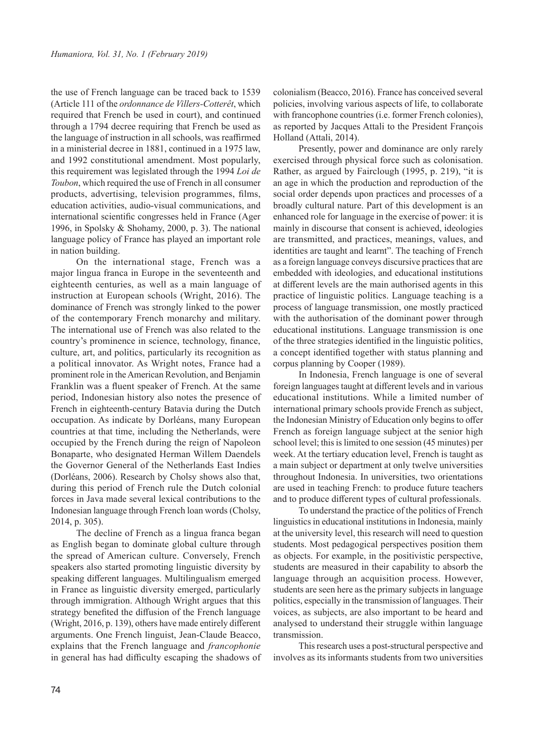the use of French language can be traced back to 1539 (Article 111 of the *ordonnance de Villers-Cotterêt*, which required that French be used in court), and continued through a 1794 decree requiring that French be used as the language of instruction in all schools, was reaffirmed in a ministerial decree in 1881, continued in a 1975 law, and 1992 constitutional amendment. Most popularly, this requirement was legislated through the 1994 *Loi de Toubon*, which required the use of French in all consumer products, advertising, television programmes, films, education activities, audio-visual communications, and international scientific congresses held in France (Ager 1996, in Spolsky & Shohamy, 2000, p. 3). The national language policy of France has played an important role in nation building.

On the international stage, French was a major lingua franca in Europe in the seventeenth and eighteenth centuries, as well as a main language of instruction at European schools (Wright, 2016). The dominance of French was strongly linked to the power of the contemporary French monarchy and military. The international use of French was also related to the country's prominence in science, technology, finance, culture, art, and politics, particularly its recognition as a political innovator. As Wright notes, France had a prominent role in the American Revolution, and Benjamin Franklin was a fluent speaker of French. At the same period, Indonesian history also notes the presence of French in eighteenth-century Batavia during the Dutch occupation. As indicate by Dorléans, many European countries at that time, including the Netherlands, were occupied by the French during the reign of Napoleon Bonaparte, who designated Herman Willem Daendels the Governor General of the Netherlands East Indies (Dorléans, 2006). Research by Cholsy shows also that, during this period of French rule the Dutch colonial forces in Java made several lexical contributions to the Indonesian language through French loan words (Cholsy, 2014, p. 305).

The decline of French as a lingua franca began as English began to dominate global culture through the spread of American culture. Conversely, French speakers also started promoting linguistic diversity by speaking different languages. Multilingualism emerged in France as linguistic diversity emerged, particularly through immigration. Although Wright argues that this strategy benefited the diffusion of the French language (Wright, 2016, p. 139), others have made entirely different arguments. One French linguist, Jean-Claude Beacco, explains that the French language and *francophonie* in general has had difficulty escaping the shadows of colonialism (Beacco, 2016). France has conceived several policies, involving various aspects of life, to collaborate with francophone countries (i.e. former French colonies), as reported by Jacques Attali to the President François Holland (Attali, 2014).

Presently, power and dominance are only rarely exercised through physical force such as colonisation. Rather, as argued by Fairclough (1995, p. 219), "it is an age in which the production and reproduction of the social order depends upon practices and processes of a broadly cultural nature. Part of this development is an enhanced role for language in the exercise of power: it is mainly in discourse that consent is achieved, ideologies are transmitted, and practices, meanings, values, and identities are taught and learnt". The teaching of French as a foreign language conveys discursive practices that are embedded with ideologies, and educational institutions at different levels are the main authorised agents in this practice of linguistic politics. Language teaching is a process of language transmission, one mostly practiced with the authorisation of the dominant power through educational institutions. Language transmission is one of the three strategies identified in the linguistic politics, a concept identified together with status planning and corpus planning by Cooper (1989).

In Indonesia, French language is one of several foreign languages taught at different levels and in various educational institutions. While a limited number of international primary schools provide French as subject, the Indonesian Ministry of Education only begins to offer French as foreign language subject at the senior high school level; this is limited to one session (45 minutes) per week. At the tertiary education level, French is taught as a main subject or department at only twelve universities throughout Indonesia. In universities, two orientations are used in teaching French: to produce future teachers and to produce different types of cultural professionals.

To understand the practice of the politics of French linguistics in educational institutions in Indonesia, mainly at the university level, this research will need to question students. Most pedagogical perspectives position them as objects. For example, in the positivistic perspective, students are measured in their capability to absorb the language through an acquisition process. However, students are seen here as the primary subjects in language politics, especially in the transmission of languages. Their voices, as subjects, are also important to be heard and analysed to understand their struggle within language transmission.

This research uses a post-structural perspective and involves as its informants students from two universities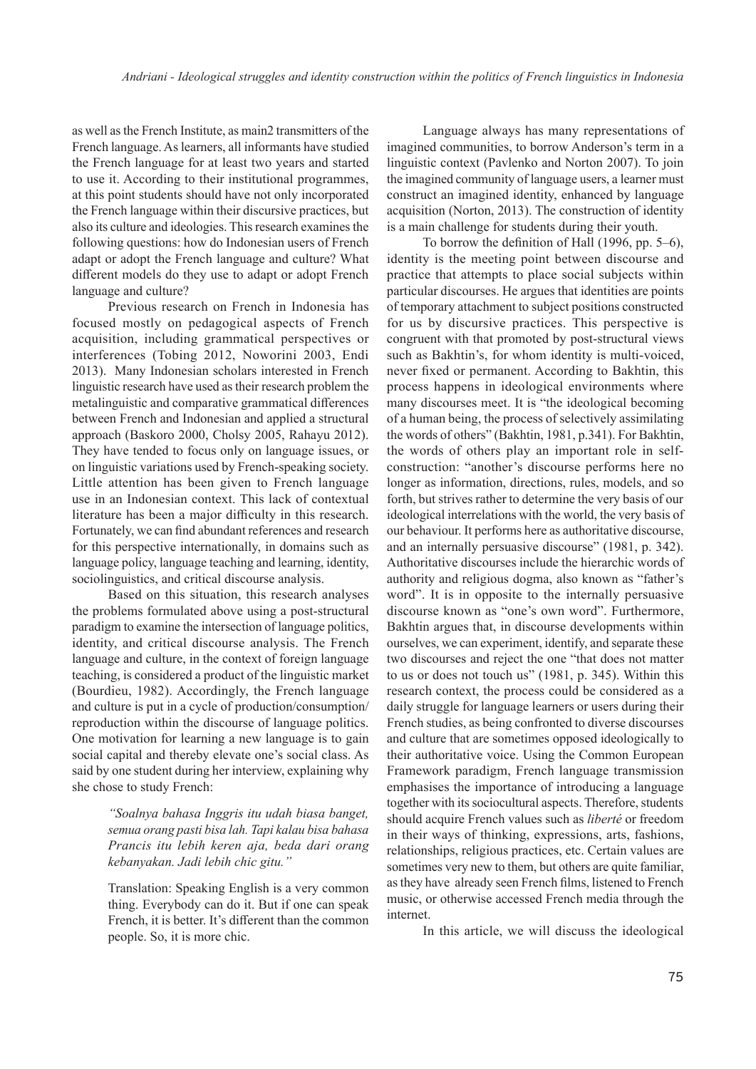as well as the French Institute, as main2 transmitters of the French language. As learners, all informants have studied the French language for at least two years and started to use it. According to their institutional programmes, at this point students should have not only incorporated the French language within their discursive practices, but also its culture and ideologies. This research examines the following questions: how do Indonesian users of French adapt or adopt the French language and culture? What different models do they use to adapt or adopt French language and culture?

Previous research on French in Indonesia has focused mostly on pedagogical aspects of French acquisition, including grammatical perspectives or interferences (Tobing 2012, Noworini 2003, Endi 2013). Many Indonesian scholars interested in French linguistic research have used as their research problem the metalinguistic and comparative grammatical differences between French and Indonesian and applied a structural approach (Baskoro 2000, Cholsy 2005, Rahayu 2012). They have tended to focus only on language issues, or on linguistic variations used by French-speaking society. Little attention has been given to French language use in an Indonesian context. This lack of contextual literature has been a major difficulty in this research. Fortunately, we can find abundant references and research for this perspective internationally, in domains such as language policy, language teaching and learning, identity, sociolinguistics, and critical discourse analysis.

Based on this situation, this research analyses the problems formulated above using a post-structural paradigm to examine the intersection of language politics, identity, and critical discourse analysis. The French language and culture, in the context of foreign language teaching, is considered a product of the linguistic market (Bourdieu, 1982). Accordingly, the French language and culture is put in a cycle of production/consumption/reproduction within the discourse of language politics. One motivation for learning a new language is to gain social capital and thereby elevate one's social class. As said by one student during her interview, explaining why she chose to study French:

> *"Soalnya bahasa Inggris itu udah biasa banget, semua orang pasti bisa lah. Tapi kalau bisa bahasa Prancis itu lebih keren aja, beda dari orang kebanyakan. Jadi lebih chic gitu."*
>
> Translation: Speaking English is a very common thing. Everybody can do it. But if one can speak French, it is better. It's different than the common people. So, it is more chic.

Language always has many representations of imagined communities, to borrow Anderson's term in a linguistic context (Pavlenko and Norton 2007). To join the imagined community of language users, a learner must construct an imagined identity, enhanced by language acquisition (Norton, 2013). The construction of identity is a main challenge for students during their youth.

To borrow the definition of Hall (1996, pp. 5–6), identity is the meeting point between discourse and practice that attempts to place social subjects within particular discourses. He argues that identities are points of temporary attachment to subject positions constructed for us by discursive practices. This perspective is congruent with that promoted by post-structural views such as Bakhtin's, for whom identity is multi-voiced, never fixed or permanent. According to Bakhtin, this process happens in ideological environments where many discourses meet. It is "the ideological becoming of a human being, the process of selectively assimilating the words of others" (Bakhtin, 1981, p.341). For Bakhtin, the words of others play an important role in self-construction: "another's discourse performs here no longer as information, directions, rules, models, and so forth, but strives rather to determine the very basis of our ideological interrelations with the world, the very basis of our behaviour. It performs here as authoritative discourse, and an internally persuasive discourse" (1981, p. 342). Authoritative discourses include the hierarchic words of authority and religious dogma, also known as "father's word". It is in opposite to the internally persuasive discourse known as "one's own word". Furthermore, Bakhtin argues that, in discourse developments within ourselves, we can experiment, identify, and separate these two discourses and reject the one "that does not matter to us or does not touch us" (1981, p. 345). Within this research context, the process could be considered as a daily struggle for language learners or users during their French studies, as being confronted to diverse discourses and culture that are sometimes opposed ideologically to their authoritative voice. Using the Common European Framework paradigm, French language transmission emphasises the importance of introducing a language together with its sociocultural aspects. Therefore, students should acquire French values such as *liberté* or freedom in their ways of thinking, expressions, arts, fashions, relationships, religious practices, etc. Certain values are sometimes very new to them, but others are quite familiar, as they have already seen French films, listened to French music, or otherwise accessed French media through the internet.

In this article, we will discuss the ideological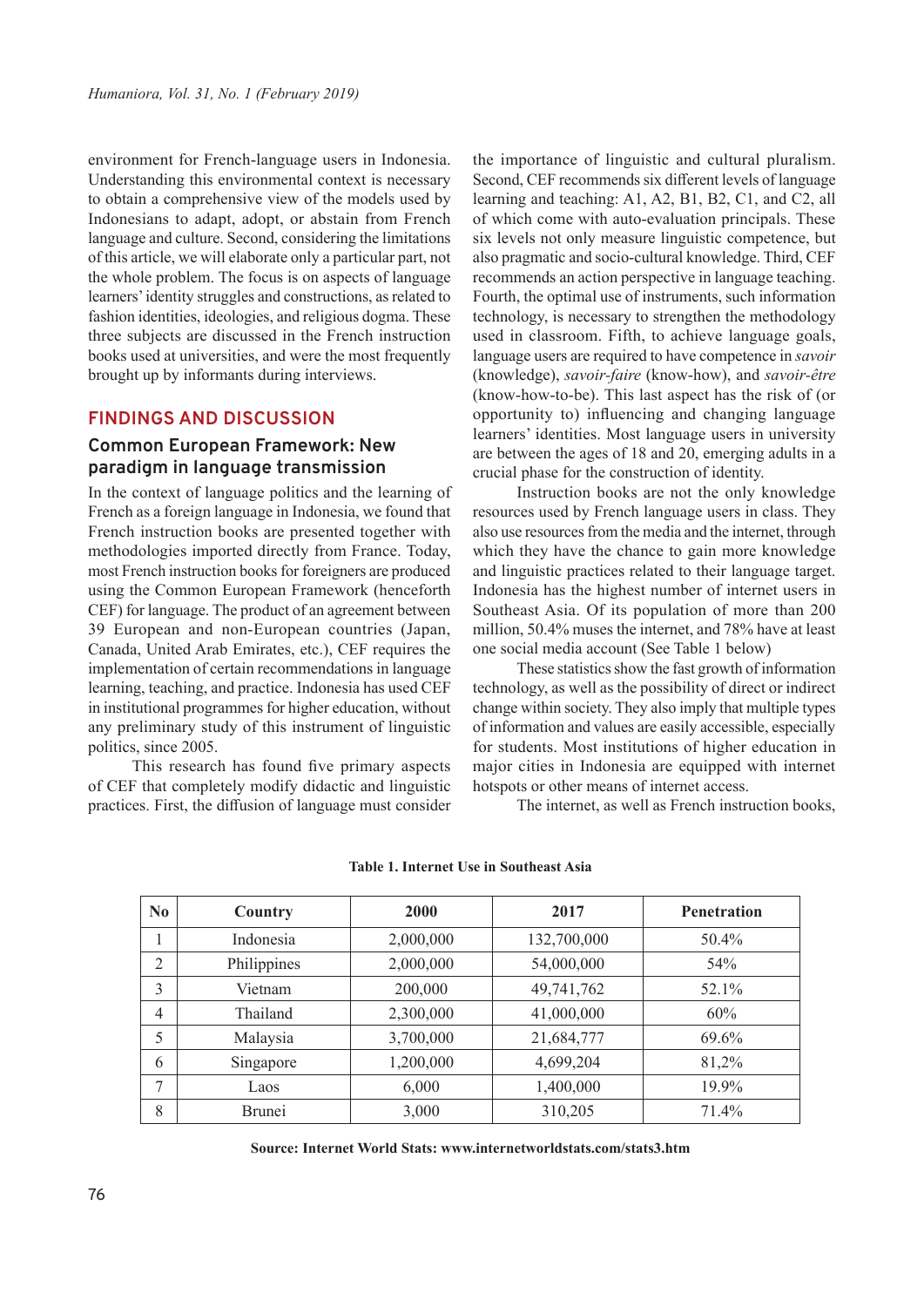environment for French-language users in Indonesia. Understanding this environmental context is necessary to obtain a comprehensive view of the models used by Indonesians to adapt, adopt, or abstain from French language and culture. Second, considering the limitations of this article, we will elaborate only a particular part, not the whole problem. The focus is on aspects of language learners' identity struggles and constructions, as related to fashion identities, ideologies, and religious dogma. These three subjects are discussed in the French instruction books used at universities, and were the most frequently brought up by informants during interviews.

## FINDINGS AND DISCUSSION

### Common European Framework: New paradigm in language transmission

In the context of language politics and the learning of French as a foreign language in Indonesia, we found that French instruction books are presented together with methodologies imported directly from France. Today, most French instruction books for foreigners are produced using the Common European Framework (henceforth CEF) for language. The product of an agreement between 39 European and non-European countries (Japan, Canada, United Arab Emirates, etc.), CEF requires the implementation of certain recommendations in language learning, teaching, and practice. Indonesia has used CEF in institutional programmes for higher education, without any preliminary study of this instrument of linguistic politics, since 2005.

This research has found five primary aspects of CEF that completely modify didactic and linguistic practices. First, the diffusion of language must consider the importance of linguistic and cultural pluralism. Second, CEF recommends six different levels of language learning and teaching: A1, A2, B1, B2, C1, and C2, all of which come with auto-evaluation principals. These six levels not only measure linguistic competence, but also pragmatic and socio-cultural knowledge. Third, CEF recommends an action perspective in language teaching. Fourth, the optimal use of instruments, such information technology, is necessary to strengthen the methodology used in classroom. Fifth, to achieve language goals, language users are required to have competence in *savoir* (knowledge), *savoir-faire* (know-how), and *savoir-être* (know-how-to-be). This last aspect has the risk of (or opportunity to) influencing and changing language learners' identities. Most language users in university are between the ages of 18 and 20, emerging adults in a crucial phase for the construction of identity.

Instruction books are not the only knowledge resources used by French language users in class. They also use resources from the media and the internet, through which they have the chance to gain more knowledge and linguistic practices related to their language target. Indonesia has the highest number of internet users in Southeast Asia. Of its population of more than 200 million, 50.4% muses the internet, and 78% have at least one social media account (See Table 1 below)

These statistics show the fast growth of information technology, as well as the possibility of direct or indirect change within society. They also imply that multiple types of information and values are easily accessible, especially for students. Most institutions of higher education in major cities in Indonesia are equipped with internet hotspots or other means of internet access.

The internet, as well as French instruction books,

**Table 1. Internet Use in Southeast Asia**

| No | Country | 2000 | 2017 | Penetration |
|---|---|---|---|---|
| 1 | Indonesia | 2,000,000 | 132,700,000 | 50.4% |
| 2 | Philippines | 2,000,000 | 54,000,000 | 54% |
| 3 | Vietnam | 200,000 | 49,741,762 | 52.1% |
| 4 | Thailand | 2,300,000 | 41,000,000 | 60% |
| 5 | Malaysia | 3,700,000 | 21,684,777 | 69.6% |
| 6 | Singapore | 1,200,000 | 4,699,204 | 81,2% |
| 7 | Laos | 6,000 | 1,400,000 | 19.9% |
| 8 | Brunei | 3,000 | 310,205 | 71.4% |

**Source: Internet World Stats: www.internetworldstats.com/stats3.htm**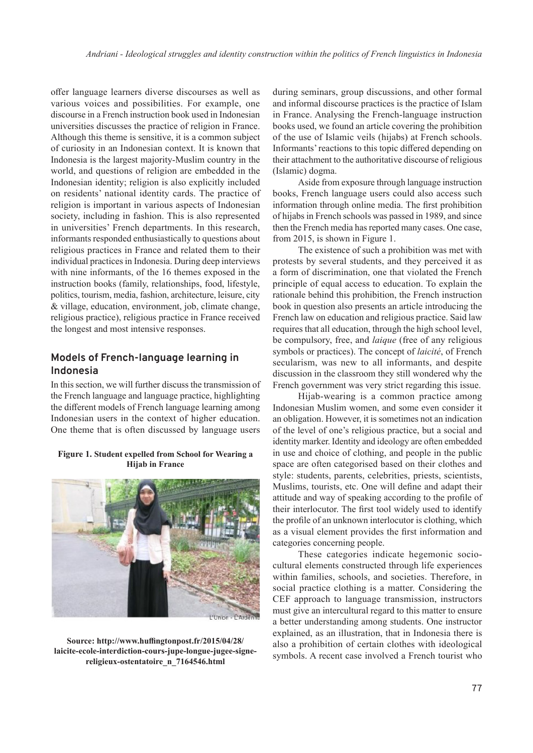offer language learners diverse discourses as well as various voices and possibilities. For example, one discourse in a French instruction book used in Indonesian universities discusses the practice of religion in France. Although this theme is sensitive, it is a common subject of curiosity in an Indonesian context. It is known that Indonesia is the largest majority-Muslim country in the world, and questions of religion are embedded in the Indonesian identity; religion is also explicitly included on residents' national identity cards. The practice of religion is important in various aspects of Indonesian society, including in fashion. This is also represented in universities' French departments. In this research, informants responded enthusiastically to questions about religious practices in France and related them to their individual practices in Indonesia. During deep interviews with nine informants, of the 16 themes exposed in the instruction books (family, relationships, food, lifestyle, politics, tourism, media, fashion, architecture, leisure, city & village, education, environment, job, climate change, religious practice), religious practice in France received the longest and most intensive responses.

## Models of French-language learning in Indonesia

In this section, we will further discuss the transmission of the French language and language practice, highlighting the different models of French language learning among Indonesian users in the context of higher education. One theme that is often discussed by language users during seminars, group discussions, and other formal and informal discourse practices is the practice of Islam in France. Analysing the French-language instruction books used, we found an article covering the prohibition of the use of Islamic veils (hijabs) at French schools. Informants' reactions to this topic differed depending on their attachment to the authoritative discourse of religious (Islamic) dogma.

**Figure 1. Student expelled from School for Wearing a Hijab in France**

**Source: http://www.huffingtonpost.fr/2015/04/28/laicite-ecole-interdiction-cours-jupe-longue-jugee-signe-religieux-ostentatoire_n_7164546.html**

Aside from exposure through language instruction books, French language users could also access such information through online media. The first prohibition of hijabs in French schools was passed in 1989, and since then the French media has reported many cases. One case, from 2015, is shown in Figure 1.

The existence of such a prohibition was met with protests by several students, and they perceived it as a form of discrimination, one that violated the French principle of equal access to education. To explain the rationale behind this prohibition, the French instruction book in question also presents an article introducing the French law on education and religious practice. Said law requires that all education, through the high school level, be compulsory, free, and *laique* (free of any religious symbols or practices). The concept of *laicité*, of French secularism, was new to all informants, and despite discussion in the classroom they still wondered why the French government was very strict regarding this issue.

Hijab-wearing is a common practice among Indonesian Muslim women, and some even consider it an obligation. However, it is sometimes not an indication of the level of one's religious practice, but a social and identity marker. Identity and ideology are often embedded in use and choice of clothing, and people in the public space are often categorised based on their clothes and style: students, parents, celebrities, priests, scientists, Muslims, tourists, etc. One will define and adapt their attitude and way of speaking according to the profile of their interlocutor. The first tool widely used to identify the profile of an unknown interlocutor is clothing, which as a visual element provides the first information and categories concerning people.

These categories indicate hegemonic socio-cultural elements constructed through life experiences within families, schools, and societies. Therefore, in social practice clothing is a matter. Considering the CEF approach to language transmission, instructors must give an intercultural regard to this matter to ensure a better understanding among students. One instructor explained, as an illustration, that in Indonesia there is also a prohibition of certain clothes with ideological symbols. A recent case involved a French tourist who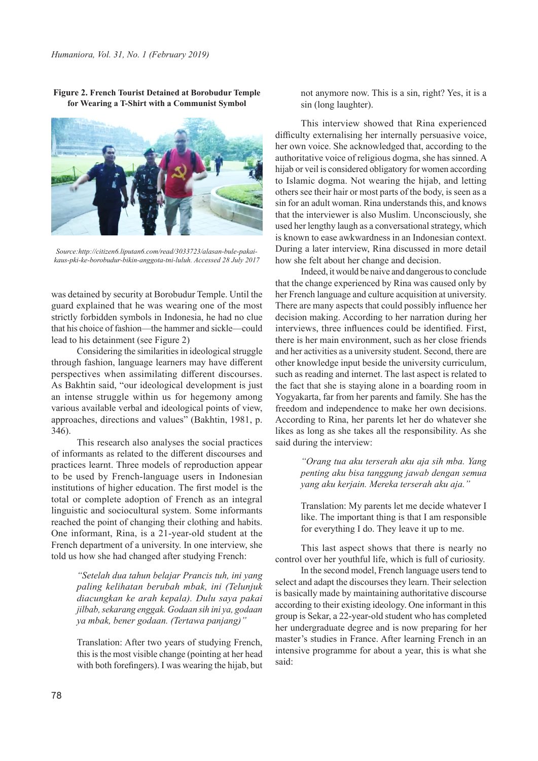**Figure 2. French Tourist Detained at Borobudur Temple for Wearing a T-Shirt with a Communist Symbol**

*Source:http://citizen6.liputan6.com/read/3033723/alasan-bule-pakai-kaus-pki-ke-borobudur-bikin-anggota-tni-luluh. Accessed 28 July 2017*

was detained by security at Borobudur Temple. Until the guard explained that he was wearing one of the most strictly forbidden symbols in Indonesia, he had no clue that his choice of fashion—the hammer and sickle—could lead to his detainment (see Figure 2)

Considering the similarities in ideological struggle through fashion, language learners may have different perspectives when assimilating different discourses. As Bakhtin said, "our ideological development is just an intense struggle within us for hegemony among various available verbal and ideological points of view, approaches, directions and values" (Bakhtin, 1981, p. 346).

This research also analyses the social practices of informants as related to the different discourses and practices learnt. Three models of reproduction appear to be used by French-language users in Indonesian institutions of higher education. The first model is the total or complete adoption of French as an integral linguistic and sociocultural system. Some informants reached the point of changing their clothing and habits. One informant, Rina, is a 21-year-old student at the French department of a university. In one interview, she told us how she had changed after studying French:

> *"Setelah dua tahun belajar Prancis tuh, ini yang paling kelihatan berubah mbak, ini (Telunjuk diacungkan ke arah kepala). Dulu saya pakai jilbab, sekarang enggak. Godaan sih ini ya, godaan ya mbak, bener godaan. (Tertawa panjang)"*
>
> Translation: After two years of studying French, this is the most visible change (pointing at her head with both forefingers). I was wearing the hijab, but not anymore now. This is a sin, right? Yes, it is a sin (long laughter).

This interview showed that Rina experienced difficulty externalising her internally persuasive voice, her own voice. She acknowledged that, according to the authoritative voice of religious dogma, she has sinned. A hijab or veil is considered obligatory for women according to Islamic dogma. Not wearing the hijab, and letting others see their hair or most parts of the body, is seen as a sin for an adult woman. Rina understands this, and knows that the interviewer is also Muslim. Unconsciously, she used her lengthy laugh as a conversational strategy, which is known to ease awkwardness in an Indonesian context. During a later interview, Rina discussed in more detail how she felt about her change and decision.

Indeed, it would be naive and dangerous to conclude that the change experienced by Rina was caused only by her French language and culture acquisition at university. There are many aspects that could possibly influence her decision making. According to her narration during her interviews, three influences could be identified. First, there is her main environment, such as her close friends and her activities as a university student. Second, there are other knowledge input beside the university curriculum, such as reading and internet. The last aspect is related to the fact that she is staying alone in a boarding room in Yogyakarta, far from her parents and family. She has the freedom and independence to make her own decisions. According to Rina, her parents let her do whatever she likes as long as she takes all the responsibility. As she said during the interview:

> *"Orang tua aku terserah aku aja sih mba. Yang penting aku bisa tanggung jawab dengan semua yang aku kerjain. Mereka terserah aku aja."*
>
> Translation: My parents let me decide whatever I like. The important thing is that I am responsible for everything I do. They leave it up to me.

This last aspect shows that there is nearly no control over her youthful life, which is full of curiosity.

In the second model, French language users tend to select and adapt the discourses they learn. Their selection is basically made by maintaining authoritative discourse according to their existing ideology. One informant in this group is Sekar, a 22-year-old student who has completed her undergraduate degree and is now preparing for her master's studies in France. After learning French in an intensive programme for about a year, this is what she said: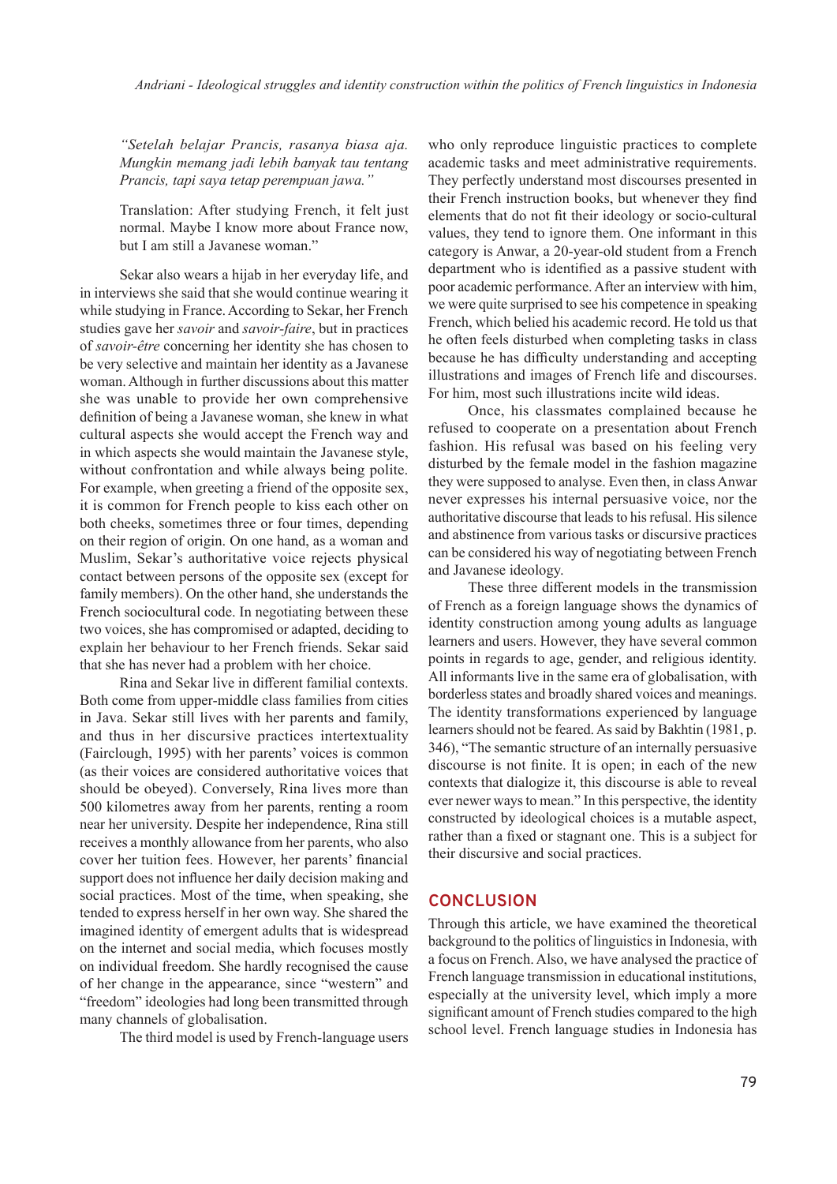> *"Setelah belajar Prancis, rasanya biasa aja. Mungkin memang jadi lebih banyak tau tentang Prancis, tapi saya tetap perempuan jawa."*
>
> Translation: After studying French, it felt just normal. Maybe I know more about France now, but I am still a Javanese woman."

Sekar also wears a hijab in her everyday life, and in interviews she said that she would continue wearing it while studying in France. According to Sekar, her French studies gave her *savoir* and *savoir-faire*, but in practices of *savoir-être* concerning her identity she has chosen to be very selective and maintain her identity as a Javanese woman. Although in further discussions about this matter she was unable to provide her own comprehensive definition of being a Javanese woman, she knew in what cultural aspects she would accept the French way and in which aspects she would maintain the Javanese style, without confrontation and while always being polite. For example, when greeting a friend of the opposite sex, it is common for French people to kiss each other on both cheeks, sometimes three or four times, depending on their region of origin. On one hand, as a woman and Muslim, Sekar's authoritative voice rejects physical contact between persons of the opposite sex (except for family members). On the other hand, she understands the French sociocultural code. In negotiating between these two voices, she has compromised or adapted, deciding to explain her behaviour to her French friends. Sekar said that she has never had a problem with her choice.

Rina and Sekar live in different familial contexts. Both come from upper-middle class families from cities in Java. Sekar still lives with her parents and family, and thus in her discursive practices intertextuality (Fairclough, 1995) with her parents' voices is common (as their voices are considered authoritative voices that should be obeyed). Conversely, Rina lives more than 500 kilometres away from her parents, renting a room near her university. Despite her independence, Rina still receives a monthly allowance from her parents, who also cover her tuition fees. However, her parents' financial support does not influence her daily decision making and social practices. Most of the time, when speaking, she tended to express herself in her own way. She shared the imagined identity of emergent adults that is widespread on the internet and social media, which focuses mostly on individual freedom. She hardly recognised the cause of her change in the appearance, since "western" and "freedom" ideologies had long been transmitted through many channels of globalisation.

The third model is used by French-language users who only reproduce linguistic practices to complete academic tasks and meet administrative requirements. They perfectly understand most discourses presented in their French instruction books, but whenever they find elements that do not fit their ideology or socio-cultural values, they tend to ignore them. One informant in this category is Anwar, a 20-year-old student from a French department who is identified as a passive student with poor academic performance. After an interview with him, we were quite surprised to see his competence in speaking French, which belied his academic record. He told us that he often feels disturbed when completing tasks in class because he has difficulty understanding and accepting illustrations and images of French life and discourses. For him, most such illustrations incite wild ideas.

Once, his classmates complained because he refused to cooperate on a presentation about French fashion. His refusal was based on his feeling very disturbed by the female model in the fashion magazine they were supposed to analyse. Even then, in class Anwar never expresses his internal persuasive voice, nor the authoritative discourse that leads to his refusal. His silence and abstinence from various tasks or discursive practices can be considered his way of negotiating between French and Javanese ideology.

These three different models in the transmission of French as a foreign language shows the dynamics of identity construction among young adults as language learners and users. However, they have several common points in regards to age, gender, and religious identity. All informants live in the same era of globalisation, with borderless states and broadly shared voices and meanings. The identity transformations experienced by language learners should not be feared. As said by Bakhtin (1981, p. 346), "The semantic structure of an internally persuasive discourse is not finite. It is open; in each of the new contexts that dialogize it, this discourse is able to reveal ever newer ways to mean." In this perspective, the identity constructed by ideological choices is a mutable aspect, rather than a fixed or stagnant one. This is a subject for their discursive and social practices.

## CONCLUSION

Through this article, we have examined the theoretical background to the politics of linguistics in Indonesia, with a focus on French. Also, we have analysed the practice of French language transmission in educational institutions, especially at the university level, which imply a more significant amount of French studies compared to the high school level. French language studies in Indonesia has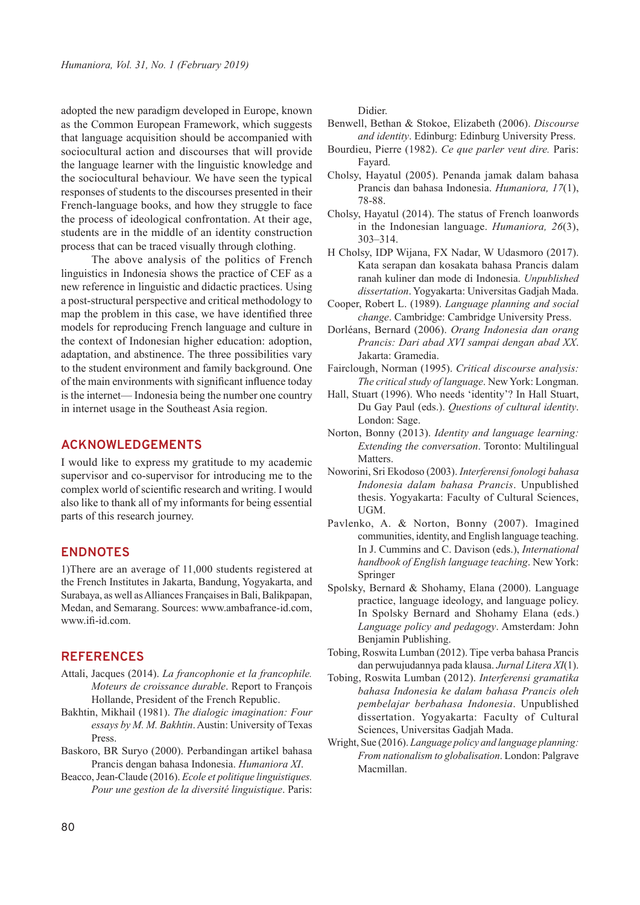adopted the new paradigm developed in Europe, known as the Common European Framework, which suggests that language acquisition should be accompanied with sociocultural action and discourses that will provide the language learner with the linguistic knowledge and the sociocultural behaviour. We have seen the typical responses of students to the discourses presented in their French-language books, and how they struggle to face the process of ideological confrontation. At their age, students are in the middle of an identity construction process that can be traced visually through clothing.

The above analysis of the politics of French linguistics in Indonesia shows the practice of CEF as a new reference in linguistic and didactic practices. Using a post-structural perspective and critical methodology to map the problem in this case, we have identified three models for reproducing French language and culture in the context of Indonesian higher education: adoption, adaptation, and abstinence. The three possibilities vary to the student environment and family background. One of the main environments with significant influence today is the internet— Indonesia being the number one country in internet usage in the Southeast Asia region.

## ACKNOWLEDGEMENTS

I would like to express my gratitude to my academic supervisor and co-supervisor for introducing me to the complex world of scientific research and writing. I would also like to thank all of my informants for being essential parts of this research journey.

## ENDNOTES

1)There are an average of 11,000 students registered at the French Institutes in Jakarta, Bandung, Yogyakarta, and Surabaya, as well as Alliances Françaises in Bali, Balikpapan, Medan, and Semarang. Sources: www.ambafrance-id.com, www.ifi-id.com.

## REFERENCES

Attali, Jacques (2014). *La francophonie et la francophile. Moteurs de croissance durable*. Report to François Hollande, President of the French Republic.

Bakhtin, Mikhail (1981). *The dialogic imagination: Four essays by M. M. Bakhtin*. Austin: University of Texas Press.

Baskoro, BR Suryo (2000). Perbandingan artikel bahasa Prancis dengan bahasa Indonesia. *Humaniora XI*.

Beacco, Jean-Claude (2016). *Ecole et politique linguistiques. Pour une gestion de la diversité linguistique*. Paris: Didier.

Benwell, Bethan & Stokoe, Elizabeth (2006). *Discourse and identity*. Edinburg: Edinburg University Press.

Bourdieu, Pierre (1982). *Ce que parler veut dire.* Paris: Fayard.

Cholsy, Hayatul (2005). Penanda jamak dalam bahasa Prancis dan bahasa Indonesia. *Humaniora, 17*(1), 78-88.

Cholsy, Hayatul (2014). The status of French loanwords in the Indonesian language. *Humaniora, 26*(3), 303–314.

H Cholsy, IDP Wijana, FX Nadar, W Udasmoro (2017). Kata serapan dan kosakata bahasa Prancis dalam ranah kuliner dan mode di Indonesia. *Unpublished dissertation*. Yogyakarta: Universitas Gadjah Mada.

Cooper, Robert L. (1989). *Language planning and social change*. Cambridge: Cambridge University Press.

Dorléans, Bernard (2006). *Orang Indonesia dan orang Prancis: Dari abad XVI sampai dengan abad XX*. Jakarta: Gramedia.

Fairclough, Norman (1995). *Critical discourse analysis: The critical study of language*. New York: Longman.

Hall, Stuart (1996). Who needs 'identity'? In Hall Stuart, Du Gay Paul (eds.). *Questions of cultural identity*. London: Sage.

Norton, Bonny (2013). *Identity and language learning: Extending the conversation*. Toronto: Multilingual Matters.

Noworini, Sri Ekodoso (2003). *Interferensi fonologi bahasa Indonesia dalam bahasa Prancis*. Unpublished thesis. Yogyakarta: Faculty of Cultural Sciences, UGM.

Pavlenko, A. & Norton, Bonny (2007). Imagined communities, identity, and English language teaching. In J. Cummins and C. Davison (eds.), *International handbook of English language teaching*. New York: Springer

Spolsky, Bernard & Shohamy, Elana (2000). Language practice, language ideology, and language policy. In Spolsky Bernard and Shohamy Elana (eds.) *Language policy and pedagogy*. Amsterdam: John Benjamin Publishing.

Tobing, Roswita Lumban (2012). Tipe verba bahasa Prancis dan perwujudannya pada klausa. *Jurnal Litera XI*(1).

Tobing, Roswita Lumban (2012). *Interferensi gramatika bahasa Indonesia ke dalam bahasa Prancis oleh pembelajar berbahasa Indonesia*. Unpublished dissertation. Yogyakarta: Faculty of Cultural Sciences, Universitas Gadjah Mada.

Wright, Sue (2016). *Language policy and language planning: From nationalism to globalisation*. London: Palgrave Macmillan.